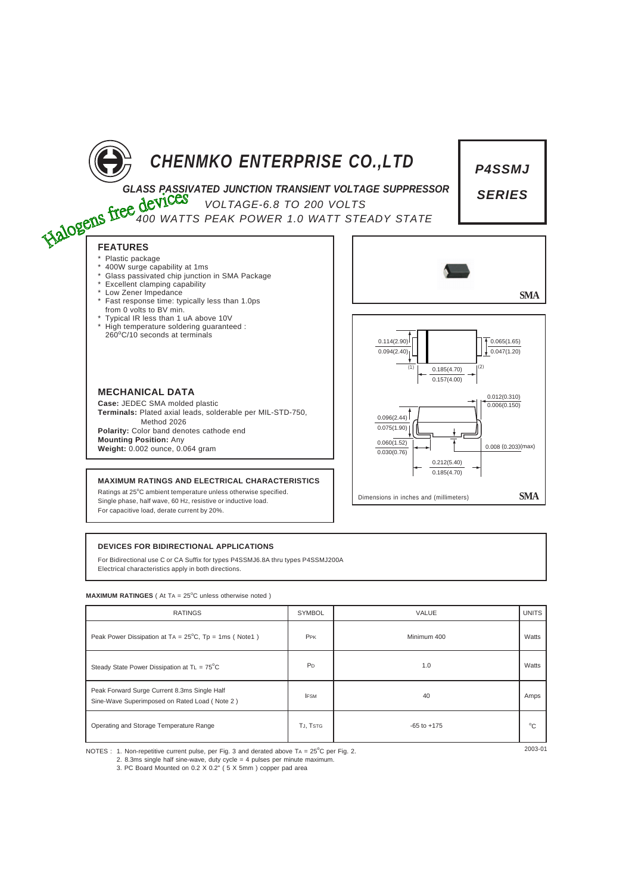# CHENMKO ENTERPRISE CO.,LTD

**P4SSMJ SERIES**

Halogens free devices

### GLASS PASSIVATED JUNCTION TRANSIENT VOLTAGE SUPPRESSOR

*VOLTAGE-6.8 TO 200 VOLTS*

*400 WATTS PEAK POWER 1.0 WATT STEADY STATE*

## FEATURES

- * Plastic package
- * 400W surge capability at 1ms
- * Glass passivated chip junction in SMA Package
- * Excellent clamping capability
- * Low Zener Impedance
- * Fast response time: typically less than 1.0ps from 0 volts to BV min.
- * Typical IR less than 1 uA above 10V
- * High temperature soldering guaranteed : 260°C/10 seconds at terminals

SMA

0.114(2.90) 0.094(2.40) 0.065(1.65) 0.047(1.20) (1) 0.185(4.70) 0.157(4.00) (2)

0.012(0.310) 0.006(0.150) 0.096(2.44) 0.075(1.90) 0.060(1.52) 0.030(0.76) 0.008 (0.203)(max) 0.212(5.40) 0.185(4.70)

Dimensions in inches and (millimeters) SMA

## MECHANICAL DATA

**Case:** JEDEC SMA molded plastic
**Terminals:** Plated axial leads, solderable per MIL-STD-750, Method 2026
**Polarity:** Color band denotes cathode end
**Mounting Position:** Any
**Weight:** 0.002 ounce, 0.064 gram

### MAXIMUM RATINGS AND ELECTRICAL CHARACTERISTICS

Ratings at 25°C ambient temperature unless otherwise specified.
Single phase, half wave, 60 Hz, resistive or inductive load.
For capacitive load, derate current by 20%.

### DEVICES FOR BIDIRECTIONAL APPLICATIONS

For Bidirectional use C or CA Suffix for types P4SSMJ6.8A thru types P4SSMJ200A
Electrical characteristics apply in both directions.

**MAXIMUM RATINGES** ( At $T_A$ = 25°C unless otherwise noted )

| RATINGS | SYMBOL | VALUE | UNITS |
|---|---|---|---|
| Peak Power Dissipation at $T_A$ = 25°C, Tp = 1ms ( Note1 ) | $P_{PK}$ | Minimum 400 | Watts |
| Steady State Power Dissipation at $T_L$ = 75°C | $P_D$ | 1.0 | Watts |
| Peak Forward Surge Current 8.3ms Single Half Sine-Wave Superimposed on Rated Load ( Note 2 ) | $I_{FSM}$ | 40 | Amps |
| Operating and Storage Temperature Range | $T_J$, $T_{STG}$ | -65 to +175 | °C |

NOTES : 1. Non-repetitive current pulse, per Fig. 3 and derated above $T_A$ = 25°C per Fig. 2.
2. 8.3ms single half sine-wave, duty cycle = 4 pulses per minute maximum.
3. PC Board Mounted on 0.2 X 0.2" ( 5 X 5mm ) copper pad area

2003-01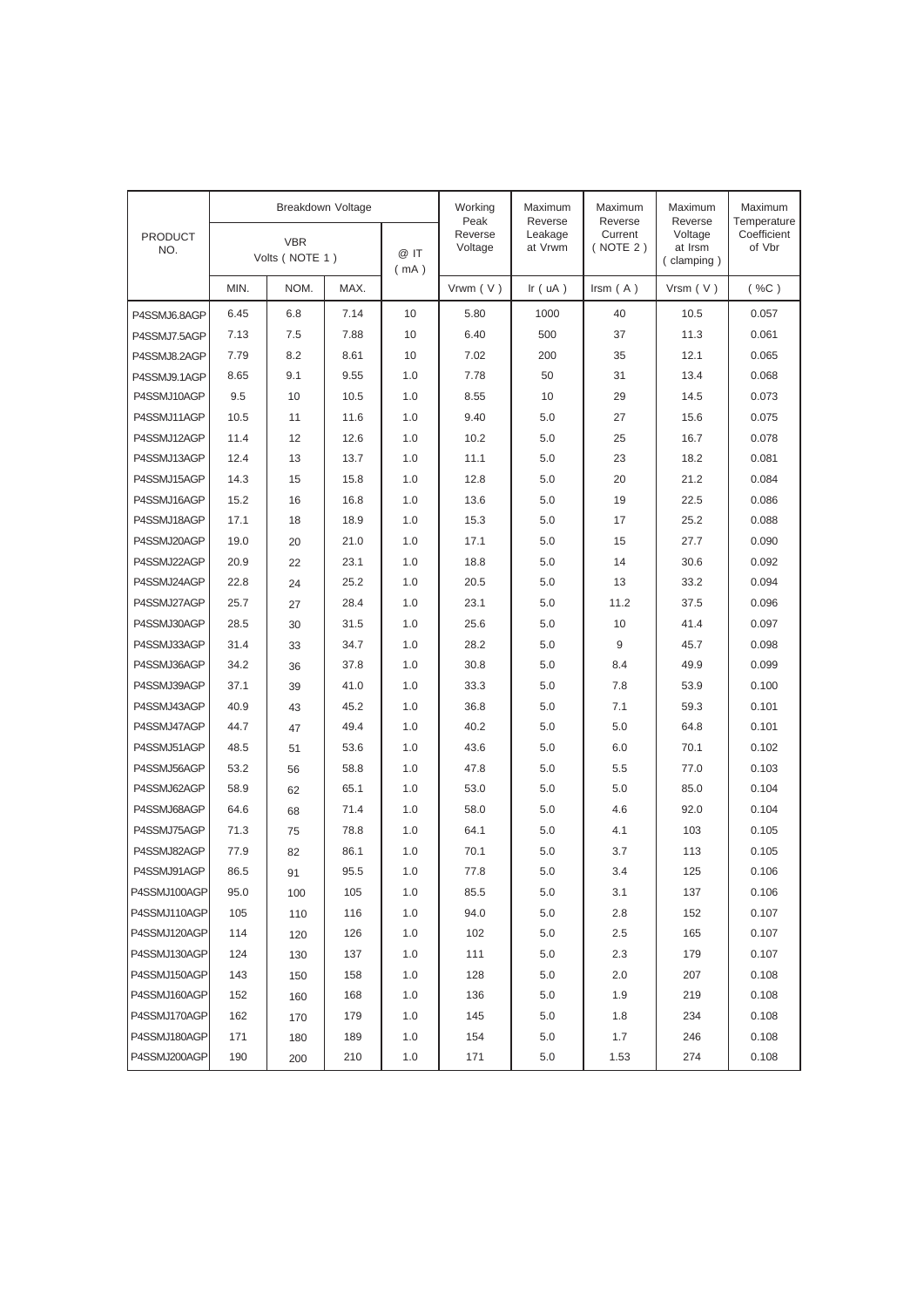| PRODUCT NO. | Breakdown Voltage VBR Volts ( NOTE 1 ) | | | @ IT ( mA ) | Working Peak Reverse Voltage | Maximum Reverse Leakage at Vrwm | Maximum Reverse Current ( NOTE 2 ) | Maximum Reverse Voltage at Irsm ( clamping ) | Maximum Temperature Coefficient of Vbr |
|---|---|---|---|---|---|---|---|---|---|
| | MIN. | NOM. | MAX. | | Vrwm ( V ) | Ir ( uA ) | Irsm ( A ) | Vrsm ( V ) | ( %C ) |
| P4SSMJ6.8AGP | 6.45 | 6.8 | 7.14 | 10 | 5.80 | 1000 | 40 | 10.5 | 0.057 |
| P4SSMJ7.5AGP | 7.13 | 7.5 | 7.88 | 10 | 6.40 | 500 | 37 | 11.3 | 0.061 |
| P4SSMJ8.2AGP | 7.79 | 8.2 | 8.61 | 10 | 7.02 | 200 | 35 | 12.1 | 0.065 |
| P4SSMJ9.1AGP | 8.65 | 9.1 | 9.55 | 1.0 | 7.78 | 50 | 31 | 13.4 | 0.068 |
| P4SSMJ10AGP | 9.5 | 10 | 10.5 | 1.0 | 8.55 | 10 | 29 | 14.5 | 0.073 |
| P4SSMJ11AGP | 10.5 | 11 | 11.6 | 1.0 | 9.40 | 5.0 | 27 | 15.6 | 0.075 |
| P4SSMJ12AGP | 11.4 | 12 | 12.6 | 1.0 | 10.2 | 5.0 | 25 | 16.7 | 0.078 |
| P4SSMJ13AGP | 12.4 | 13 | 13.7 | 1.0 | 11.1 | 5.0 | 23 | 18.2 | 0.081 |
| P4SSMJ15AGP | 14.3 | 15 | 15.8 | 1.0 | 12.8 | 5.0 | 20 | 21.2 | 0.084 |
| P4SSMJ16AGP | 15.2 | 16 | 16.8 | 1.0 | 13.6 | 5.0 | 19 | 22.5 | 0.086 |
| P4SSMJ18AGP | 17.1 | 18 | 18.9 | 1.0 | 15.3 | 5.0 | 17 | 25.2 | 0.088 |
| P4SSMJ20AGP | 19.0 | 20 | 21.0 | 1.0 | 17.1 | 5.0 | 15 | 27.7 | 0.090 |
| P4SSMJ22AGP | 20.9 | 22 | 23.1 | 1.0 | 18.8 | 5.0 | 14 | 30.6 | 0.092 |
| P4SSMJ24AGP | 22.8 | 24 | 25.2 | 1.0 | 20.5 | 5.0 | 13 | 33.2 | 0.094 |
| P4SSMJ27AGP | 25.7 | 27 | 28.4 | 1.0 | 23.1 | 5.0 | 11.2 | 37.5 | 0.096 |
| P4SSMJ30AGP | 28.5 | 30 | 31.5 | 1.0 | 25.6 | 5.0 | 10 | 41.4 | 0.097 |
| P4SSMJ33AGP | 31.4 | 33 | 34.7 | 1.0 | 28.2 | 5.0 | 9 | 45.7 | 0.098 |
| P4SSMJ36AGP | 34.2 | 36 | 37.8 | 1.0 | 30.8 | 5.0 | 8.4 | 49.9 | 0.099 |
| P4SSMJ39AGP | 37.1 | 39 | 41.0 | 1.0 | 33.3 | 5.0 | 7.8 | 53.9 | 0.100 |
| P4SSMJ43AGP | 40.9 | 43 | 45.2 | 1.0 | 36.8 | 5.0 | 7.1 | 59.3 | 0.101 |
| P4SSMJ47AGP | 44.7 | 47 | 49.4 | 1.0 | 40.2 | 5.0 | 5.0 | 64.8 | 0.101 |
| P4SSMJ51AGP | 48.5 | 51 | 53.6 | 1.0 | 43.6 | 5.0 | 6.0 | 70.1 | 0.102 |
| P4SSMJ56AGP | 53.2 | 56 | 58.8 | 1.0 | 47.8 | 5.0 | 5.5 | 77.0 | 0.103 |
| P4SSMJ62AGP | 58.9 | 62 | 65.1 | 1.0 | 53.0 | 5.0 | 5.0 | 85.0 | 0.104 |
| P4SSMJ68AGP | 64.6 | 68 | 71.4 | 1.0 | 58.0 | 5.0 | 4.6 | 92.0 | 0.104 |
| P4SSMJ75AGP | 71.3 | 75 | 78.8 | 1.0 | 64.1 | 5.0 | 4.1 | 103 | 0.105 |
| P4SSMJ82AGP | 77.9 | 82 | 86.1 | 1.0 | 70.1 | 5.0 | 3.7 | 113 | 0.105 |
| P4SSMJ91AGP | 86.5 | 91 | 95.5 | 1.0 | 77.8 | 5.0 | 3.4 | 125 | 0.106 |
| P4SSMJ100AGP | 95.0 | 100 | 105 | 1.0 | 85.5 | 5.0 | 3.1 | 137 | 0.106 |
| P4SSMJ110AGP | 105 | 110 | 116 | 1.0 | 94.0 | 5.0 | 2.8 | 152 | 0.107 |
| P4SSMJ120AGP | 114 | 120 | 126 | 1.0 | 102 | 5.0 | 2.5 | 165 | 0.107 |
| P4SSMJ130AGP | 124 | 130 | 137 | 1.0 | 111 | 5.0 | 2.3 | 179 | 0.107 |
| P4SSMJ150AGP | 143 | 150 | 158 | 1.0 | 128 | 5.0 | 2.0 | 207 | 0.108 |
| P4SSMJ160AGP | 152 | 160 | 168 | 1.0 | 136 | 5.0 | 1.9 | 219 | 0.108 |
| P4SSMJ170AGP | 162 | 170 | 179 | 1.0 | 145 | 5.0 | 1.8 | 234 | 0.108 |
| P4SSMJ180AGP | 171 | 180 | 189 | 1.0 | 154 | 5.0 | 1.7 | 246 | 0.108 |
| P4SSMJ200AGP | 190 | 200 | 210 | 1.0 | 171 | 5.0 | 1.53 | 274 | 0.108 |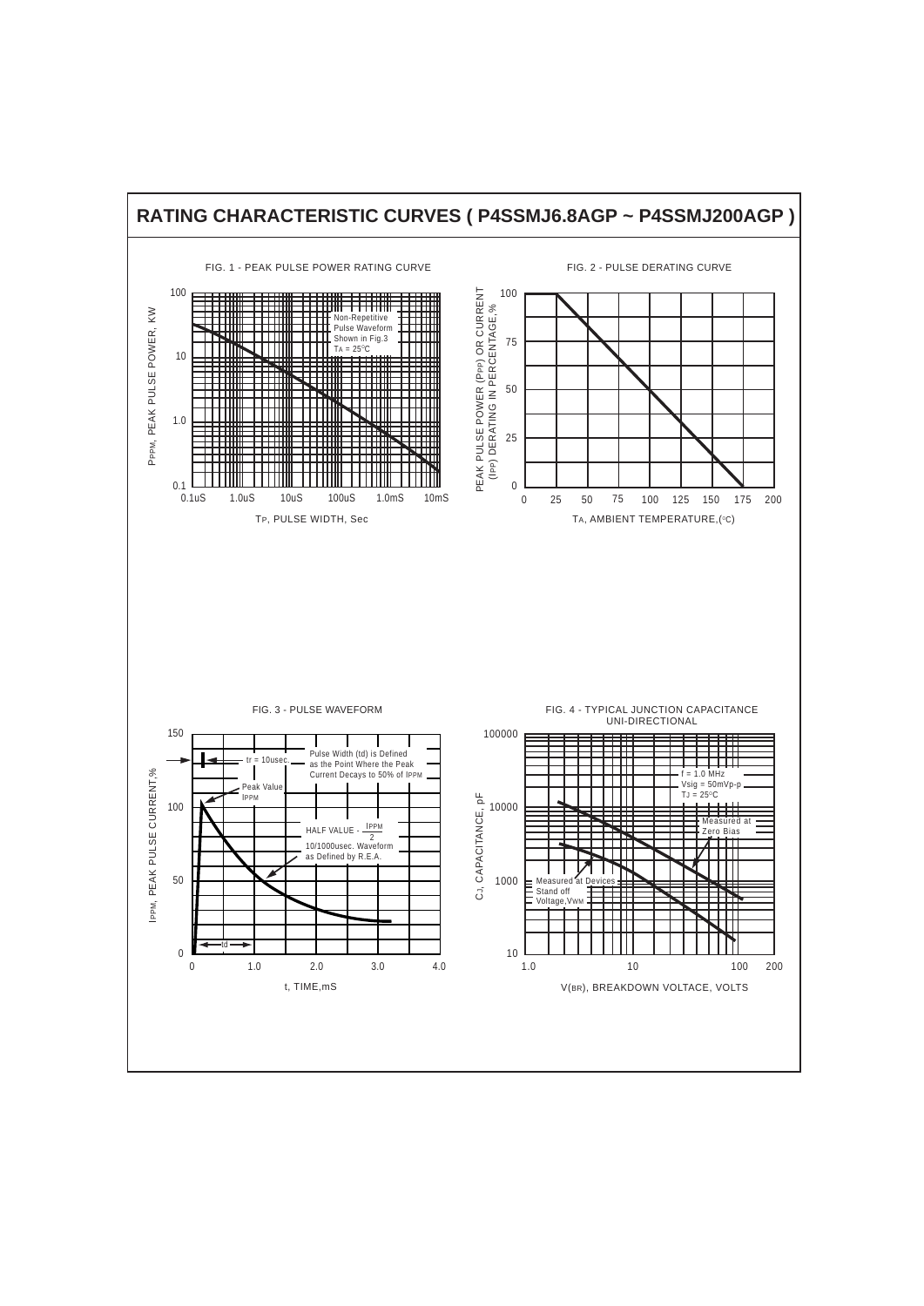## RATING CHARACTERISTIC CURVES ( P4SSMJ6.8AGP ~ P4SSMJ200AGP )

FIG. 1 - PEAK PULSE POWER RATING CURVE

$P_{PPM}$, PEAK PULSE POWER, KW

Non-Repetitive Pulse Waveform Shown in Fig.3 $T_A$ = 25°C

$T_P$, PULSE WIDTH, Sec

FIG. 2 - PULSE DERATING CURVE

PEAK PULSE POWER ($P_{PP}$) OR CURRENT ($I_{PP}$) DERATING IN PERCENTAGE,%

$T_A$, AMBIENT TEMPERATURE,(°C)

FIG. 3 - PULSE WAVEFORM

$I_{PPM}$, PEAK PULSE CURRENT,%

tr = 10usec.

Pulse Width (td) is Defined as the Point Where the Peak Current Decays to 50% of $I_{PPM}$

Peak Value $I_{PPM}$

HALF VALUE - $\frac{I_{PPM}}{2}$

10/1000usec. Waveform as Defined by R.E.A.

td

t, TIME,mS

FIG. 4 - TYPICAL JUNCTION CAPACITANCE UNI-DIRECTIONAL

$C_J$, CAPACITANCE, pF

f = 1.0 MHz Vsig = 50mVp-p $T_J$ = 25°C

Measured at Zero Bias

Measured at Devices Stand off Voltage,$V_{WM}$

$V_{(BR)}$, BREAKDOWN VOLTACE, VOLTS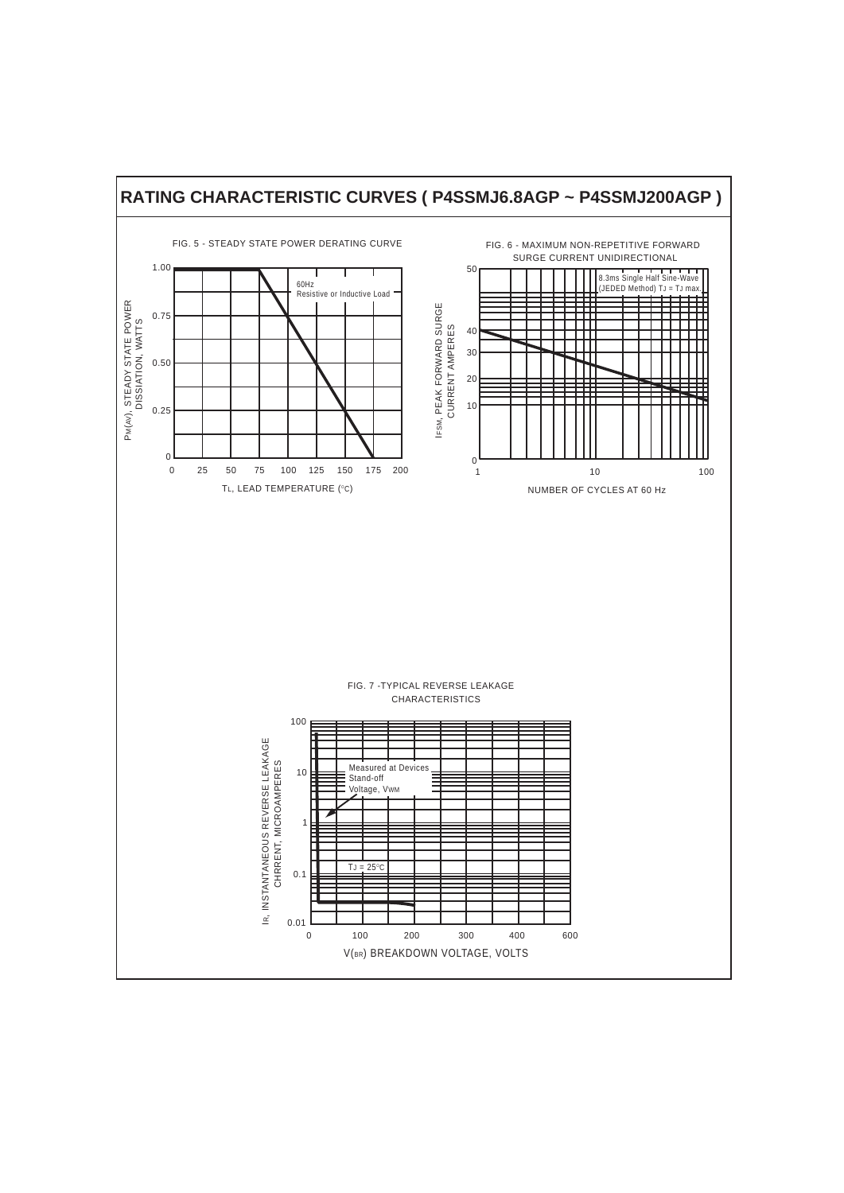# RATING CHARACTERISTIC CURVES ( P4SSMJ6.8AGP ~ P4SSMJ200AGP )

FIG. 5 - STEADY STATE POWER DERATING CURVE

$P_{M(AV)}$, STEADY STATE POWER DISSIATION, WATTS

1.00
0.75
0.50
0.25
0

60Hz
Resistive or Inductive Load

0 25 50 75 100 125 150 175 200

$T_L$, LEAD TEMPERATURE (°C)

FIG. 6 - MAXIMUM NON-REPETITIVE FORWARD SURGE CURRENT UNIDIRECTIONAL

$I_{FSM}$, PEAK FORWARD SURGE CURRENT AMPERES

50
40
30
20
10
0

8.3ms Single Half Sine-Wave
(JEDED Method) $T_J = T_J$ max.

1 10 100

NUMBER OF CYCLES AT 60 Hz

FIG. 7 -TYPICAL REVERSE LEAKAGE CHARACTERISTICS

$I_R$, INSTANTANEOUS REVERSE LEAKAGE CHRRENT, MICROAMPERES

100
10
1
0.1
0.01

Measured at Devices Stand-off Voltage, $V_{WM}$

$T_J = 25°C$

0 100 200 300 400 600

$V_{(BR)}$ BREAKDOWN VOLTAGE, VOLTS